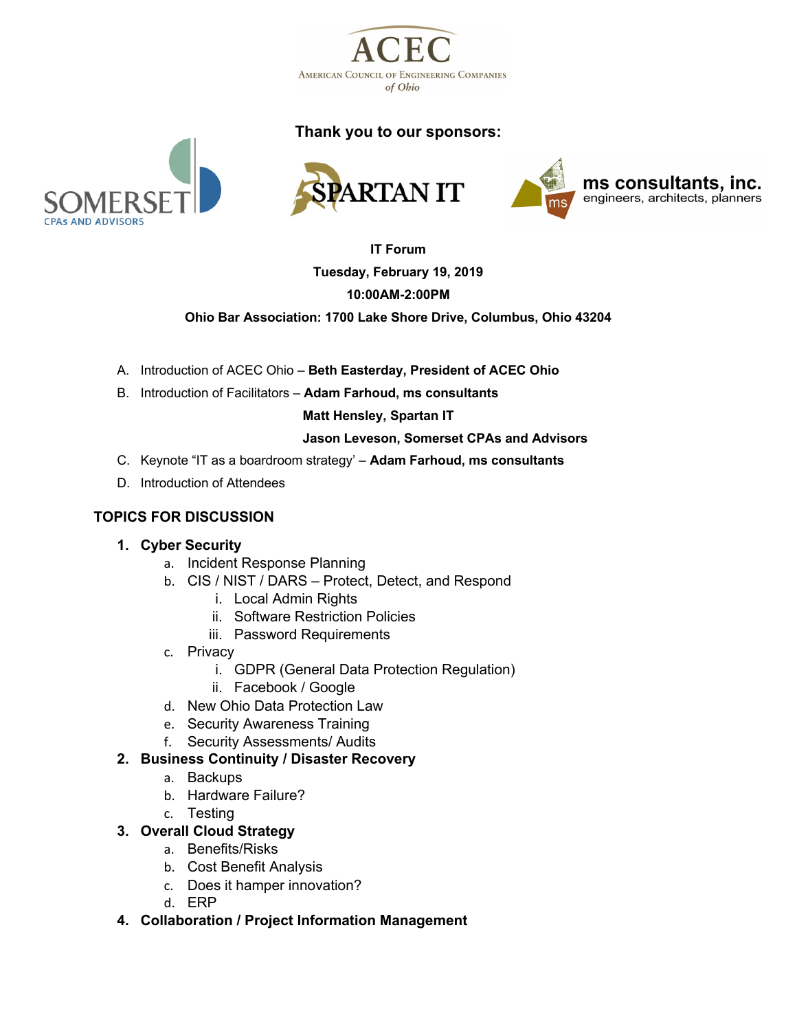ACEC

American Council of Engineering Companies *of Ohio*

**Thank you to our sponsors:**

SOMERSET CPAs AND ADVISORS

SPARTAN IT

ms consultants, inc. engineers, architects, planners

**IT Forum**

**Tuesday, February 19, 2019**

**10:00AM-2:00PM**

**Ohio Bar Association: 1700 Lake Shore Drive, Columbus, Ohio 43204**

A. Introduction of ACEC Ohio – **Beth Easterday, President of ACEC Ohio**
B. Introduction of Facilitators – **Adam Farhoud, ms consultants**
   **Matt Hensley, Spartan IT**
   **Jason Leveson, Somerset CPAs and Advisors**
C. Keynote “IT as a boardroom strategy’ – **Adam Farhoud, ms consultants**
D. Introduction of Attendees

## TOPICS FOR DISCUSSION

1. **Cyber Security**
   a. Incident Response Planning
   b. CIS / NIST / DARS – Protect, Detect, and Respond
      i. Local Admin Rights
      ii. Software Restriction Policies
      iii. Password Requirements
   c. Privacy
      i. GDPR (General Data Protection Regulation)
      ii. Facebook / Google
   d. New Ohio Data Protection Law
   e. Security Awareness Training
   f. Security Assessments/ Audits
2. **Business Continuity / Disaster Recovery**
   a. Backups
   b. Hardware Failure?
   c. Testing
3. **Overall Cloud Strategy**
   a. Benefits/Risks
   b. Cost Benefit Analysis
   c. Does it hamper innovation?
   d. ERP
4. **Collaboration / Project Information Management**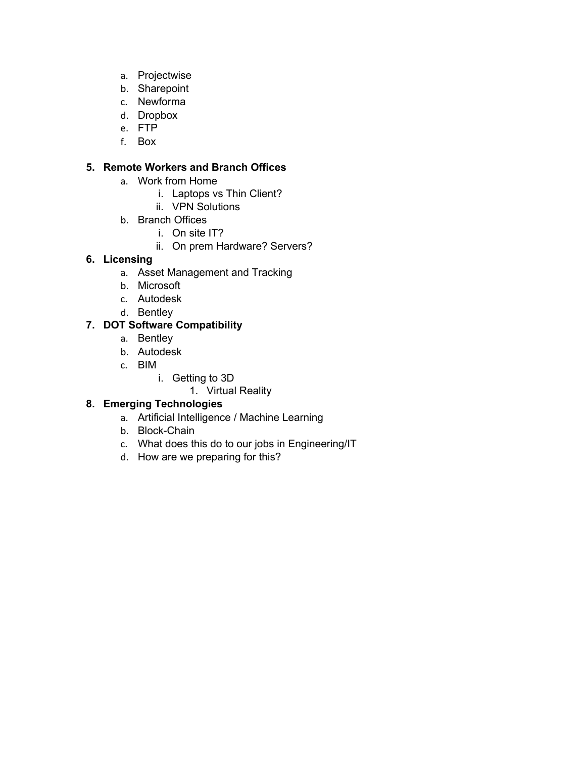a. Projectwise
   b. Sharepoint
   c. Newforma
   d. Dropbox
   e. FTP
   f. Box

5. **Remote Workers and Branch Offices**
   a. Work from Home
      i. Laptops vs Thin Client?
      ii. VPN Solutions
   b. Branch Offices
      i. On site IT?
      ii. On prem Hardware? Servers?
6. **Licensing**
   a. Asset Management and Tracking
   b. Microsoft
   c. Autodesk
   d. Bentley
7. **DOT Software Compatibility**
   a. Bentley
   b. Autodesk
   c. BIM
      i. Getting to 3D
         1. Virtual Reality
8. **Emerging Technologies**
   a. Artificial Intelligence / Machine Learning
   b. Block-Chain
   c. What does this do to our jobs in Engineering/IT
   d. How are we preparing for this?